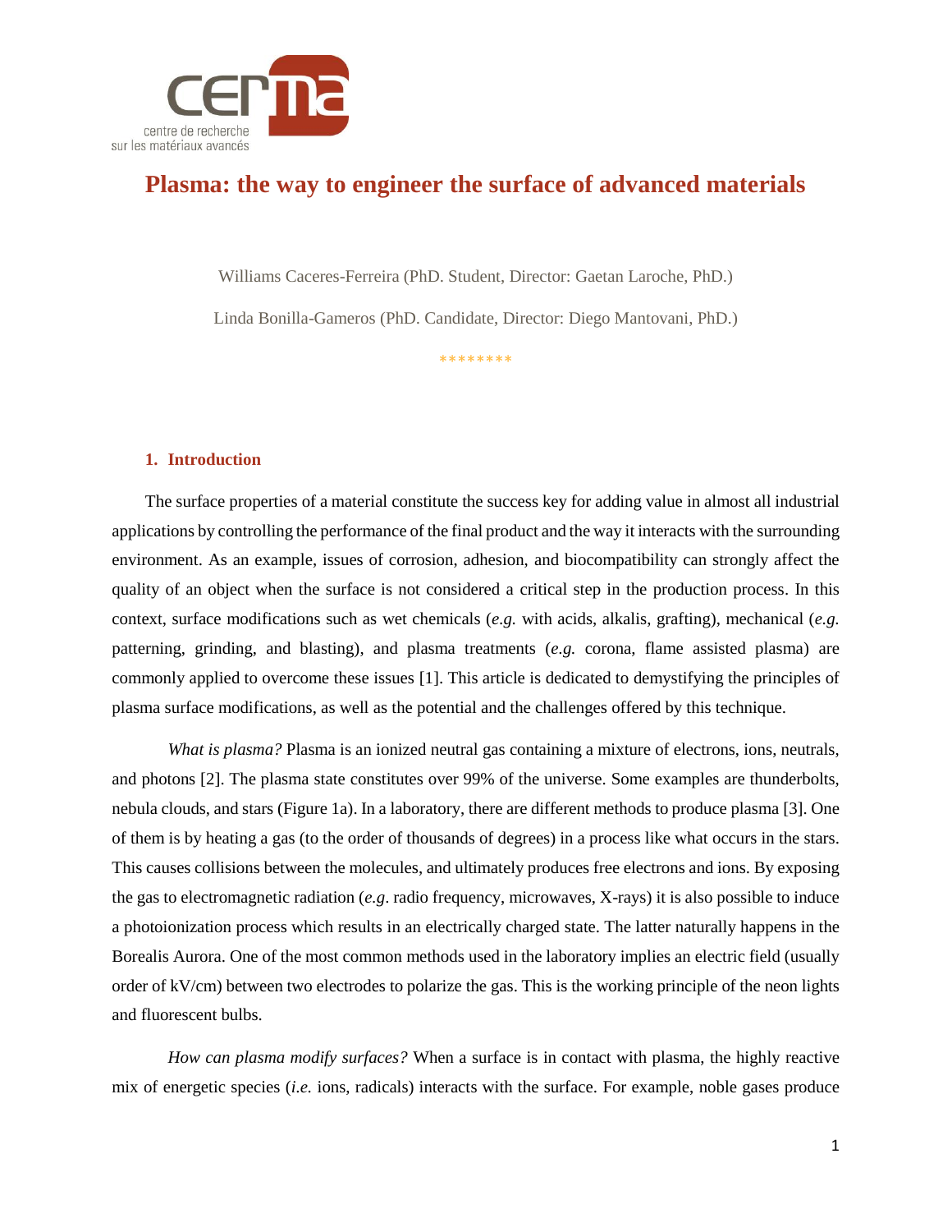centre de recherche
sur les matériaux avancés

# Plasma: the way to engineer the surface of advanced materials

Williams Caceres-Ferreira (PhD. Student, Director: Gaetan Laroche, PhD.)

Linda Bonilla-Gameros (PhD. Candidate, Director: Diego Mantovani, PhD.)

********

## 1. Introduction

The surface properties of a material constitute the success key for adding value in almost all industrial applications by controlling the performance of the final product and the way it interacts with the surrounding environment. As an example, issues of corrosion, adhesion, and biocompatibility can strongly affect the quality of an object when the surface is not considered a critical step in the production process. In this context, surface modifications such as wet chemicals (*e.g.* with acids, alkalis, grafting), mechanical (*e.g.* patterning, grinding, and blasting), and plasma treatments (*e.g.* corona, flame assisted plasma) are commonly applied to overcome these issues [1]. This article is dedicated to demystifying the principles of plasma surface modifications, as well as the potential and the challenges offered by this technique.

*What is plasma?* Plasma is an ionized neutral gas containing a mixture of electrons, ions, neutrals, and photons [2]. The plasma state constitutes over 99% of the universe. Some examples are thunderbolts, nebula clouds, and stars (Figure 1a). In a laboratory, there are different methods to produce plasma [3]. One of them is by heating a gas (to the order of thousands of degrees) in a process like what occurs in the stars. This causes collisions between the molecules, and ultimately produces free electrons and ions. By exposing the gas to electromagnetic radiation (*e.g*. radio frequency, microwaves, X-rays) it is also possible to induce a photoionization process which results in an electrically charged state. The latter naturally happens in the Borealis Aurora. One of the most common methods used in the laboratory implies an electric field (usually order of kV/cm) between two electrodes to polarize the gas. This is the working principle of the neon lights and fluorescent bulbs.

*How can plasma modify surfaces?* When a surface is in contact with plasma, the highly reactive mix of energetic species (*i.e.* ions, radicals) interacts with the surface. For example, noble gases produce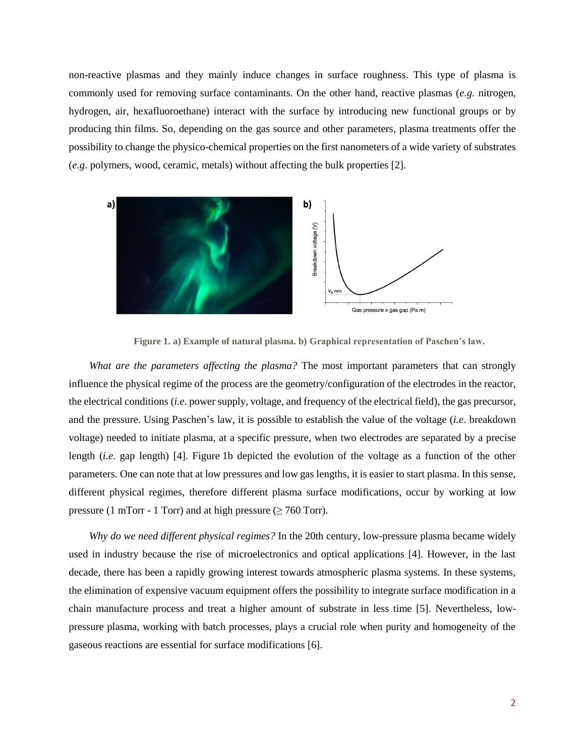non-reactive plasmas and they mainly induce changes in surface roughness. This type of plasma is commonly used for removing surface contaminants. On the other hand, reactive plasmas (*e.g.* nitrogen, hydrogen, air, hexafluoroethane) interact with the surface by introducing new functional groups or by producing thin films. So, depending on the gas source and other parameters, plasma treatments offer the possibility to change the physico-chemical properties on the first nanometers of a wide variety of substrates (*e.g*. polymers, wood, ceramic, metals) without affecting the bulk properties [2].

**Figure 1. a) Example of natural plasma. b) Graphical representation of Paschen's law.**

*What are the parameters affecting the plasma?* The most important parameters that can strongly influence the physical regime of the process are the geometry/configuration of the electrodes in the reactor, the electrical conditions (*i.e*. power supply, voltage, and frequency of the electrical field), the gas precursor, and the pressure. Using Paschen's law, it is possible to establish the value of the voltage (*i.e*. breakdown voltage) needed to initiate plasma, at a specific pressure, when two electrodes are separated by a precise length (*i.e*. gap length) [4]. Figure 1b depicted the evolution of the voltage as a function of the other parameters. One can note that at low pressures and low gas lengths, it is easier to start plasma. In this sense, different physical regimes, therefore different plasma surface modifications, occur by working at low pressure (1 mTorr - 1 Torr) and at high pressure (≥ 760 Torr).

*Why do we need different physical regimes?* In the 20th century, low-pressure plasma became widely used in industry because the rise of microelectronics and optical applications [4]. However, in the last decade, there has been a rapidly growing interest towards atmospheric plasma systems. In these systems, the elimination of expensive vacuum equipment offers the possibility to integrate surface modification in a chain manufacture process and treat a higher amount of substrate in less time [5]. Nevertheless, low-pressure plasma, working with batch processes, plays a crucial role when purity and homogeneity of the gaseous reactions are essential for surface modifications [6].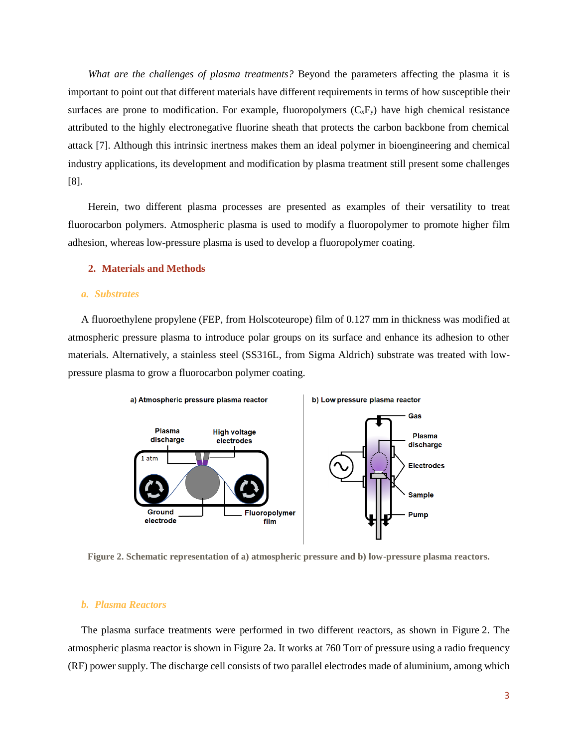*What are the challenges of plasma treatments?* Beyond the parameters affecting the plasma it is important to point out that different materials have different requirements in terms of how susceptible their surfaces are prone to modification. For example, fluoropolymers ($C_xF_y$) have high chemical resistance attributed to the highly electronegative fluorine sheath that protects the carbon backbone from chemical attack [7]. Although this intrinsic inertness makes them an ideal polymer in bioengineering and chemical industry applications, its development and modification by plasma treatment still present some challenges [8].

Herein, two different plasma processes are presented as examples of their versatility to treat fluorocarbon polymers. Atmospheric plasma is used to modify a fluoropolymer to promote higher film adhesion, whereas low-pressure plasma is used to develop a fluoropolymer coating.

## 2. Materials and Methods

### a. Substrates

A fluoroethylene propylene (FEP, from Holscoteurope) film of 0.127 mm in thickness was modified at atmospheric pressure plasma to introduce polar groups on its surface and enhance its adhesion to other materials. Alternatively, a stainless steel (SS316L, from Sigma Aldrich) substrate was treated with low-pressure plasma to grow a fluorocarbon polymer coating.

**Figure 2. Schematic representation of a) atmospheric pressure and b) low-pressure plasma reactors.**

### b. Plasma Reactors

The plasma surface treatments were performed in two different reactors, as shown in Figure 2. The atmospheric plasma reactor is shown in Figure 2a. It works at 760 Torr of pressure using a radio frequency (RF) power supply. The discharge cell consists of two parallel electrodes made of aluminium, among which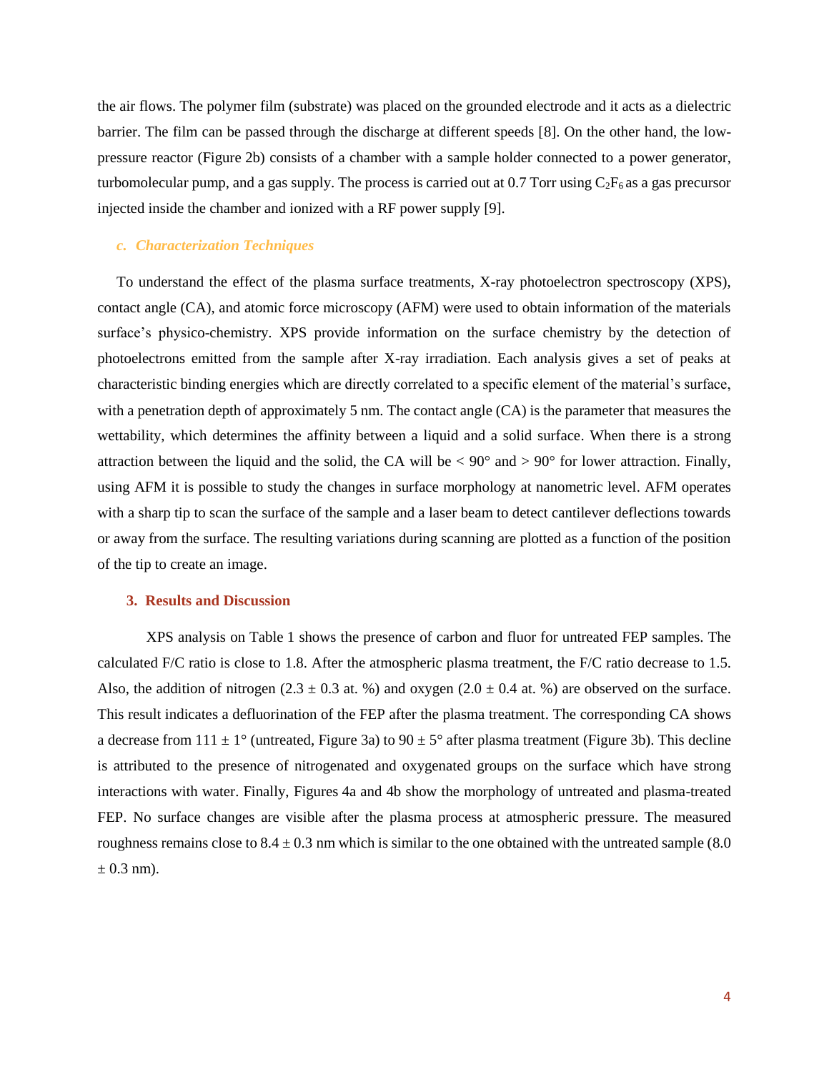the air flows. The polymer film (substrate) was placed on the grounded electrode and it acts as a dielectric barrier. The film can be passed through the discharge at different speeds [8]. On the other hand, the low-pressure reactor (Figure 2b) consists of a chamber with a sample holder connected to a power generator, turbomolecular pump, and a gas supply. The process is carried out at 0.7 Torr using $C_2F_6$ as a gas precursor injected inside the chamber and ionized with a RF power supply [9].

### *c. Characterization Techniques*

To understand the effect of the plasma surface treatments, X-ray photoelectron spectroscopy (XPS), contact angle (CA), and atomic force microscopy (AFM) were used to obtain information of the materials surface's physico-chemistry. XPS provide information on the surface chemistry by the detection of photoelectrons emitted from the sample after X-ray irradiation. Each analysis gives a set of peaks at characteristic binding energies which are directly correlated to a specific element of the material's surface, with a penetration depth of approximately 5 nm. The contact angle (CA) is the parameter that measures the wettability, which determines the affinity between a liquid and a solid surface. When there is a strong attraction between the liquid and the solid, the CA will be < 90° and > 90° for lower attraction. Finally, using AFM it is possible to study the changes in surface morphology at nanometric level. AFM operates with a sharp tip to scan the surface of the sample and a laser beam to detect cantilever deflections towards or away from the surface. The resulting variations during scanning are plotted as a function of the position of the tip to create an image.

## 3. Results and Discussion

XPS analysis on Table 1 shows the presence of carbon and fluor for untreated FEP samples. The calculated F/C ratio is close to 1.8. After the atmospheric plasma treatment, the F/C ratio decrease to 1.5. Also, the addition of nitrogen (2.3 ± 0.3 at. %) and oxygen (2.0 ± 0.4 at. %) are observed on the surface. This result indicates a defluorination of the FEP after the plasma treatment. The corresponding CA shows a decrease from 111 ± 1° (untreated, Figure 3a) to 90 ± 5° after plasma treatment (Figure 3b). This decline is attributed to the presence of nitrogenated and oxygenated groups on the surface which have strong interactions with water. Finally, Figures 4a and 4b show the morphology of untreated and plasma-treated FEP. No surface changes are visible after the plasma process at atmospheric pressure. The measured roughness remains close to 8.4 ± 0.3 nm which is similar to the one obtained with the untreated sample (8.0 ± 0.3 nm).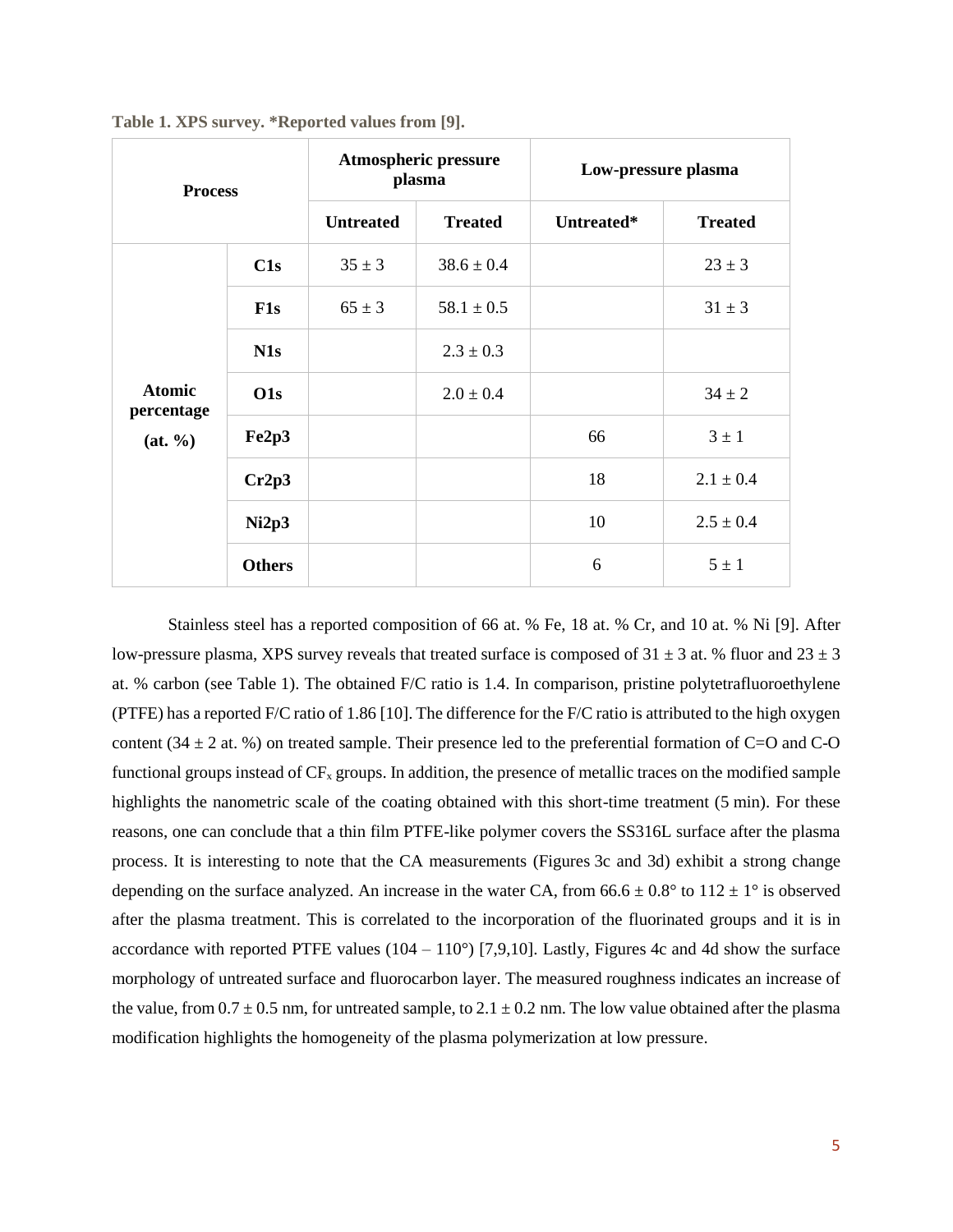**Table 1. XPS survey. *Reported values from [9].**

| Process | | Atmospheric pressure plasma | | Low-pressure plasma | |
|---|---|---|---|---|---|
| | | Untreated | Treated | Untreated* | Treated |
| Atomic percentage (at. %) | C1s | 35 ± 3 | 38.6 ± 0.4 | | 23 ± 3 |
| | F1s | 65 ± 3 | 58.1 ± 0.5 | | 31 ± 3 |
| | N1s | | 2.3 ± 0.3 | | |
| | O1s | | 2.0 ± 0.4 | | 34 ± 2 |
| | Fe2p3 | | | 66 | 3 ± 1 |
| | Cr2p3 | | | 18 | 2.1 ± 0.4 |
| | Ni2p3 | | | 10 | 2.5 ± 0.4 |
| | Others | | | 6 | 5 ± 1 |

Stainless steel has a reported composition of 66 at. % Fe, 18 at. % Cr, and 10 at. % Ni [9]. After low-pressure plasma, XPS survey reveals that treated surface is composed of 31 ± 3 at. % fluor and 23 ± 3 at. % carbon (see Table 1). The obtained F/C ratio is 1.4. In comparison, pristine polytetrafluoroethylene (PTFE) has a reported F/C ratio of 1.86 [10]. The difference for the F/C ratio is attributed to the high oxygen content (34 ± 2 at. %) on treated sample. Their presence led to the preferential formation of C=O and C-O functional groups instead of $CF_x$ groups. In addition, the presence of metallic traces on the modified sample highlights the nanometric scale of the coating obtained with this short-time treatment (5 min). For these reasons, one can conclude that a thin film PTFE-like polymer covers the SS316L surface after the plasma process. It is interesting to note that the CA measurements (Figures 3c and 3d) exhibit a strong change depending on the surface analyzed. An increase in the water CA, from 66.6 ± 0.8° to 112 ± 1° is observed after the plasma treatment. This is correlated to the incorporation of the fluorinated groups and it is in accordance with reported PTFE values (104 – 110°) [7,9,10]. Lastly, Figures 4c and 4d show the surface morphology of untreated surface and fluorocarbon layer. The measured roughness indicates an increase of the value, from 0.7 ± 0.5 nm, for untreated sample, to 2.1 ± 0.2 nm. The low value obtained after the plasma modification highlights the homogeneity of the plasma polymerization at low pressure.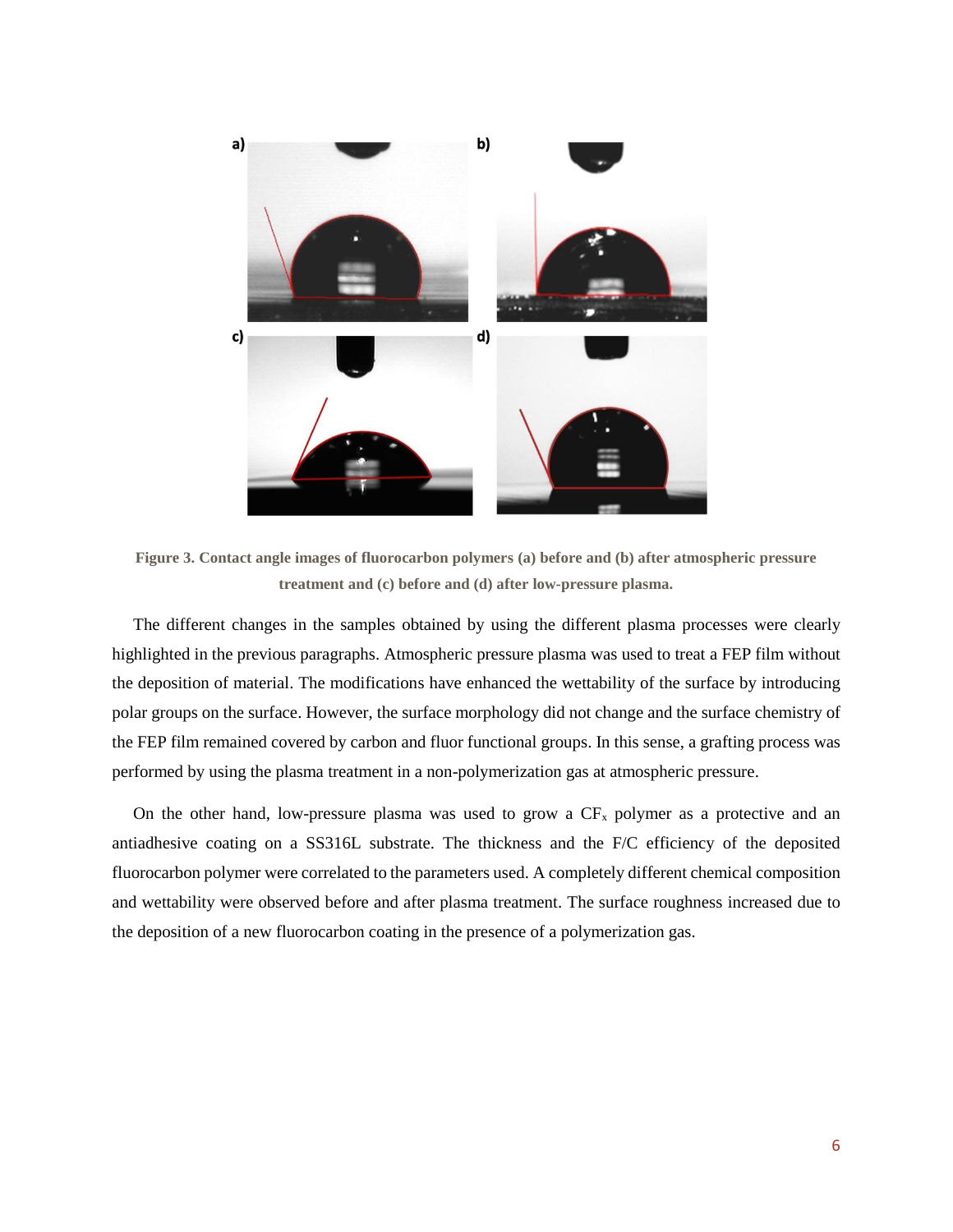**Figure 3. Contact angle images of fluorocarbon polymers (a) before and (b) after atmospheric pressure treatment and (c) before and (d) after low-pressure plasma.**

The different changes in the samples obtained by using the different plasma processes were clearly highlighted in the previous paragraphs. Atmospheric pressure plasma was used to treat a FEP film without the deposition of material. The modifications have enhanced the wettability of the surface by introducing polar groups on the surface. However, the surface morphology did not change and the surface chemistry of the FEP film remained covered by carbon and fluor functional groups. In this sense, a grafting process was performed by using the plasma treatment in a non-polymerization gas at atmospheric pressure.

On the other hand, low-pressure plasma was used to grow a $CF_x$ polymer as a protective and an antiadhesive coating on a SS316L substrate. The thickness and the F/C efficiency of the deposited fluorocarbon polymer were correlated to the parameters used. A completely different chemical composition and wettability were observed before and after plasma treatment. The surface roughness increased due to the deposition of a new fluorocarbon coating in the presence of a polymerization gas.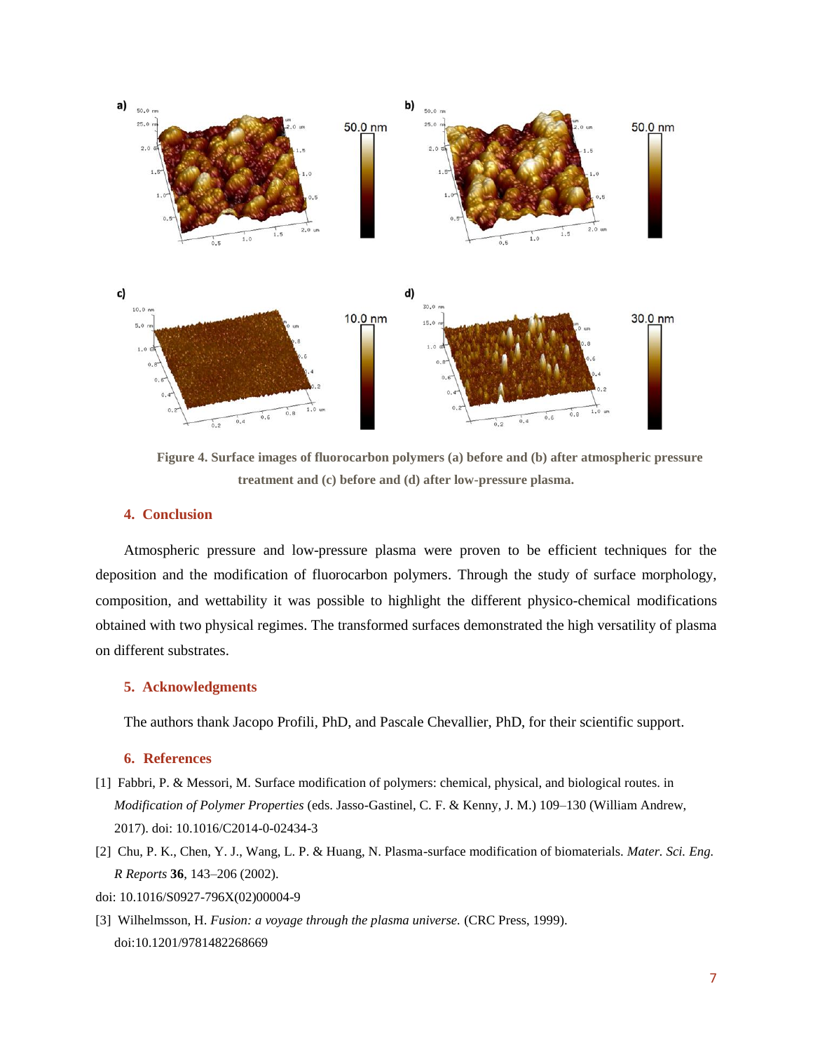**Figure 4. Surface images of fluorocarbon polymers (a) before and (b) after atmospheric pressure treatment and (c) before and (d) after low-pressure plasma.**

## 4. Conclusion

Atmospheric pressure and low-pressure plasma were proven to be efficient techniques for the deposition and the modification of fluorocarbon polymers. Through the study of surface morphology, composition, and wettability it was possible to highlight the different physico-chemical modifications obtained with two physical regimes. The transformed surfaces demonstrated the high versatility of plasma on different substrates.

## 5. Acknowledgments

The authors thank Jacopo Profili, PhD, and Pascale Chevallier, PhD, for their scientific support.

## 6. References

[1] Fabbri, P. & Messori, M. Surface modification of polymers: chemical, physical, and biological routes. in *Modification of Polymer Properties* (eds. Jasso-Gastinel, C. F. & Kenny, J. M.) 109–130 (William Andrew, 2017). doi: 10.1016/C2014-0-02434-3

[2] Chu, P. K., Chen, Y. J., Wang, L. P. & Huang, N. Plasma-surface modification of biomaterials. *Mater. Sci. Eng. R Reports* **36**, 143–206 (2002).
doi: 10.1016/S0927-796X(02)00004-9

[3] Wilhelmsson, H. *Fusion: a voyage through the plasma universe.* (CRC Press, 1999). doi:10.1201/9781482268669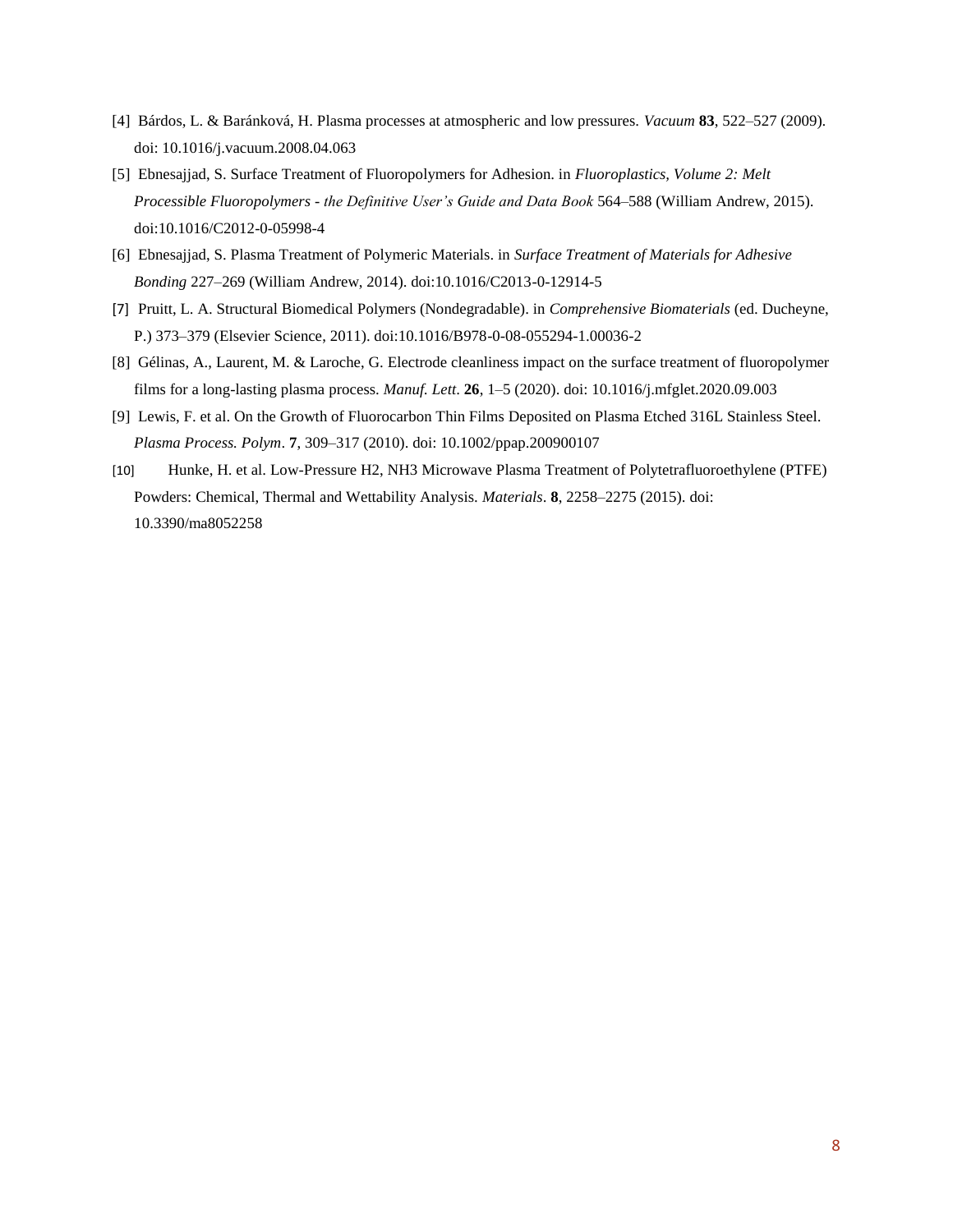[4] Bárdos, L. & Baránková, H. Plasma processes at atmospheric and low pressures. *Vacuum* **83**, 522–527 (2009). doi: 10.1016/j.vacuum.2008.04.063

[5] Ebnesajjad, S. Surface Treatment of Fluoropolymers for Adhesion. in *Fluoroplastics, Volume 2: Melt Processible Fluoropolymers - the Definitive User's Guide and Data Book* 564–588 (William Andrew, 2015). doi:10.1016/C2012-0-05998-4

[6] Ebnesajjad, S. Plasma Treatment of Polymeric Materials. in *Surface Treatment of Materials for Adhesive Bonding* 227–269 (William Andrew, 2014). doi:10.1016/C2013-0-12914-5

[7] Pruitt, L. A. Structural Biomedical Polymers (Nondegradable). in *Comprehensive Biomaterials* (ed. Ducheyne, P.) 373–379 (Elsevier Science, 2011). doi:10.1016/B978-0-08-055294-1.00036-2

[8] Gélinas, A., Laurent, M. & Laroche, G. Electrode cleanliness impact on the surface treatment of fluoropolymer films for a long-lasting plasma process. *Manuf. Lett*. **26**, 1–5 (2020). doi: 10.1016/j.mfglet.2020.09.003

[9] Lewis, F. et al. On the Growth of Fluorocarbon Thin Films Deposited on Plasma Etched 316L Stainless Steel. *Plasma Process. Polym*. **7**, 309–317 (2010). doi: 10.1002/ppap.200900107

[10] Hunke, H. et al. Low-Pressure H2, NH3 Microwave Plasma Treatment of Polytetrafluoroethylene (PTFE) Powders: Chemical, Thermal and Wettability Analysis. *Materials*. **8**, 2258–2275 (2015). doi: 10.3390/ma8052258